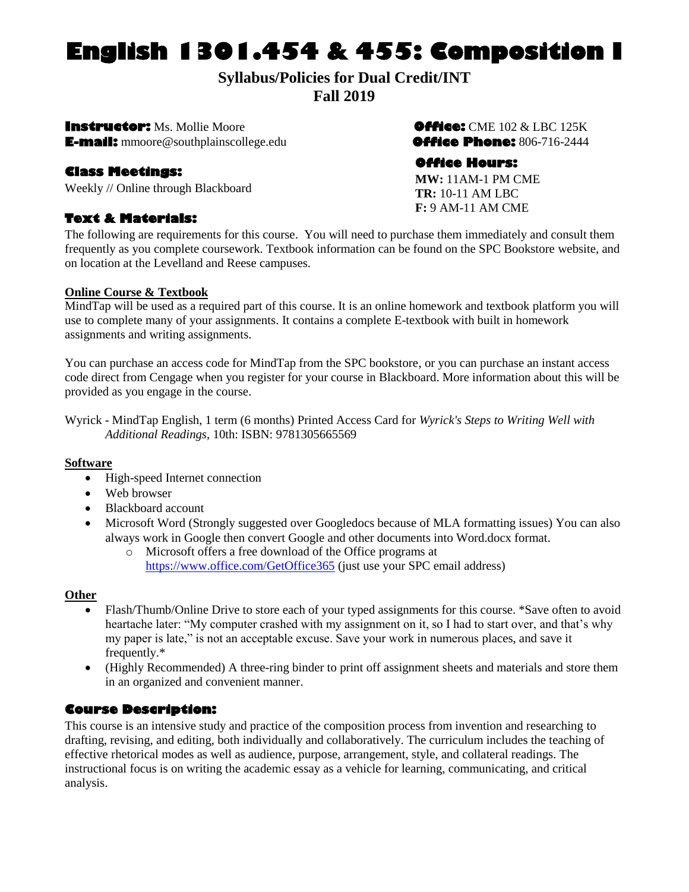# English 1301.454 & 455: Composition I

**Syllabus/Policies for Dual Credit/INT**
**Fall 2019**

**Instructor:** Ms. Mollie Moore
**E-mail:** mmoore@southplainscollege.edu

**Office:** CME 102 & LBC 125K
**Office Phone:** 806-716-2444

### Class Meetings:

Weekly // Online through Blackboard

### Office Hours:

**MW:** 11AM-1 PM CME
**TR:** 10-11 AM LBC
**F:** 9 AM-11 AM CME

### Text & Materials:

The following are requirements for this course. You will need to purchase them immediately and consult them frequently as you complete coursework. Textbook information can be found on the SPC Bookstore website, and on location at the Levelland and Reese campuses.

**Online Course & Textbook**

MindTap will be used as a required part of this course. It is an online homework and textbook platform you will use to complete many of your assignments. It contains a complete E-textbook with built in homework assignments and writing assignments.

You can purchase an access code for MindTap from the SPC bookstore, or you can purchase an instant access code direct from Cengage when you register for your course in Blackboard. More information about this will be provided as you engage in the course.

Wyrick - MindTap English, 1 term (6 months) Printed Access Card for *Wyrick's Steps to Writing Well with Additional Readings*, 10th: ISBN: 9781305665569

**Software**

- High-speed Internet connection
- Web browser
- Blackboard account
- Microsoft Word (Strongly suggested over Googledocs because of MLA formatting issues) You can also always work in Google then convert Google and other documents into Word.docx format.
  - Microsoft offers a free download of the Office programs at https://www.office.com/GetOffice365 (just use your SPC email address)

**Other**

- Flash/Thumb/Online Drive to store each of your typed assignments for this course. *Save often to avoid heartache later: "My computer crashed with my assignment on it, so I had to start over, and that's why my paper is late," is not an acceptable excuse. Save your work in numerous places, and save it frequently.*
- (Highly Recommended) A three-ring binder to print off assignment sheets and materials and store them in an organized and convenient manner.

### Course Description:

This course is an intensive study and practice of the composition process from invention and researching to drafting, revising, and editing, both individually and collaboratively. The curriculum includes the teaching of effective rhetorical modes as well as audience, purpose, arrangement, style, and collateral readings. The instructional focus is on writing the academic essay as a vehicle for learning, communicating, and critical analysis.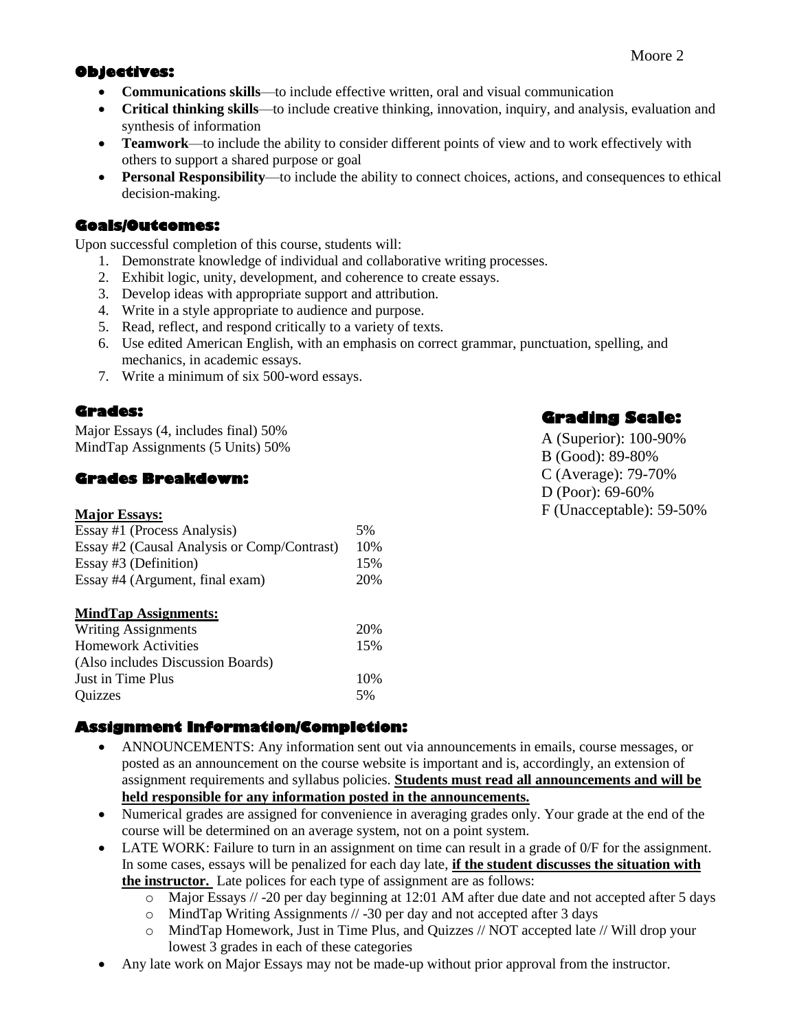## Objectives:

- **Communications skills**—to include effective written, oral and visual communication
- **Critical thinking skills**—to include creative thinking, innovation, inquiry, and analysis, evaluation and synthesis of information
- **Teamwork**—to include the ability to consider different points of view and to work effectively with others to support a shared purpose or goal
- **Personal Responsibility**—to include the ability to connect choices, actions, and consequences to ethical decision-making.

## Goals/Outcomes:

Upon successful completion of this course, students will:

1. Demonstrate knowledge of individual and collaborative writing processes.
2. Exhibit logic, unity, development, and coherence to create essays.
3. Develop ideas with appropriate support and attribution.
4. Write in a style appropriate to audience and purpose.
5. Read, reflect, and respond critically to a variety of texts.
6. Use edited American English, with an emphasis on correct grammar, punctuation, spelling, and mechanics, in academic essays.
7. Write a minimum of six 500-word essays.

## Grades:

Major Essays (4, includes final) 50%
MindTap Assignments (5 Units) 50%

## Grading Scale:

A (Superior): 100-90%
B (Good): 89-80%
C (Average): 79-70%
D (Poor): 69-60%
F (Unacceptable): 59-50%

## Grades Breakdown:

**Major Essays:**

| | |
|---|---|
| Essay #1 (Process Analysis) | 5% |
| Essay #2 (Causal Analysis or Comp/Contrast) | 10% |
| Essay #3 (Definition) | 15% |
| Essay #4 (Argument, final exam) | 20% |

**MindTap Assignments:**

| | |
|---|---|
| Writing Assignments | 20% |
| Homework Activities (Also includes Discussion Boards) | 15% |
| Just in Time Plus | 10% |
| Quizzes | 5% |

## Assignment Information/Completion:

- ANNOUNCEMENTS: Any information sent out via announcements in emails, course messages, or posted as an announcement on the course website is important and is, accordingly, an extension of assignment requirements and syllabus policies. **Students must read all announcements and will be held responsible for any information posted in the announcements.**
- Numerical grades are assigned for convenience in averaging grades only. Your grade at the end of the course will be determined on an average system, not on a point system.
- LATE WORK: Failure to turn in an assignment on time can result in a grade of 0/F for the assignment. In some cases, essays will be penalized for each day late, **if the student discusses the situation with the instructor.** Late polices for each type of assignment are as follows:
  - Major Essays // -20 per day beginning at 12:01 AM after due date and not accepted after 5 days
  - MindTap Writing Assignments // -30 per day and not accepted after 3 days
  - MindTap Homework, Just in Time Plus, and Quizzes // NOT accepted late // Will drop your lowest 3 grades in each of these categories
- Any late work on Major Essays may not be made-up without prior approval from the instructor.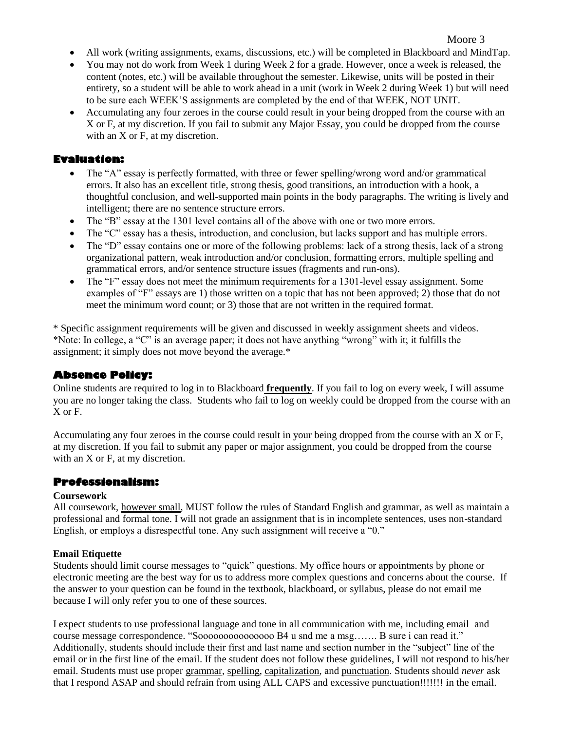- All work (writing assignments, exams, discussions, etc.) will be completed in Blackboard and MindTap.
- You may not do work from Week 1 during Week 2 for a grade. However, once a week is released, the content (notes, etc.) will be available throughout the semester. Likewise, units will be posted in their entirety, so a student will be able to work ahead in a unit (work in Week 2 during Week 1) but will need to be sure each WEEK'S assignments are completed by the end of that WEEK, NOT UNIT.
- Accumulating any four zeroes in the course could result in your being dropped from the course with an X or F, at my discretion. If you fail to submit any Major Essay, you could be dropped from the course with an X or F, at my discretion.

## Evaluation:

- The "A" essay is perfectly formatted, with three or fewer spelling/wrong word and/or grammatical errors. It also has an excellent title, strong thesis, good transitions, an introduction with a hook, a thoughtful conclusion, and well-supported main points in the body paragraphs. The writing is lively and intelligent; there are no sentence structure errors.
- The "B" essay at the 1301 level contains all of the above with one or two more errors.
- The "C" essay has a thesis, introduction, and conclusion, but lacks support and has multiple errors.
- The "D" essay contains one or more of the following problems: lack of a strong thesis, lack of a strong organizational pattern, weak introduction and/or conclusion, formatting errors, multiple spelling and grammatical errors, and/or sentence structure issues (fragments and run-ons).
- The "F" essay does not meet the minimum requirements for a 1301-level essay assignment. Some examples of "F" essays are 1) those written on a topic that has not been approved; 2) those that do not meet the minimum word count; or 3) those that are not written in the required format.

\* Specific assignment requirements will be given and discussed in weekly assignment sheets and videos.
*Note: In college, a "C" is an average paper; it does not have anything "wrong" with it; it fulfills the assignment; it simply does not move beyond the average.*

## Absence Policy:

Online students are required to log in to Blackboard **<u>frequently</u>**. If you fail to log on every week, I will assume you are no longer taking the class. Students who fail to log on weekly could be dropped from the course with an X or F.

Accumulating any four zeroes in the course could result in your being dropped from the course with an X or F, at my discretion. If you fail to submit any paper or major assignment, you could be dropped from the course with an X or F, at my discretion.

## Professionalism:

**Coursework**

All coursework, <u>however small</u>, MUST follow the rules of Standard English and grammar, as well as maintain a professional and formal tone. I will not grade an assignment that is in incomplete sentences, uses non-standard English, or employs a disrespectful tone. Any such assignment will receive a "0."

**Email Etiquette**

Students should limit course messages to "quick" questions. My office hours or appointments by phone or electronic meeting are the best way for us to address more complex questions and concerns about the course. If the answer to your question can be found in the textbook, blackboard, or syllabus, please do not email me because I will only refer you to one of these sources.

I expect students to use professional language and tone in all communication with me, including email and course message correspondence. "Soooooooooooooo B4 u snd me a msg……. B sure i can read it." Additionally, students should include their first and last name and section number in the "subject" line of the email or in the first line of the email. If the student does not follow these guidelines, I will not respond to his/her email. Students must use proper <u>grammar</u>, <u>spelling</u>, <u>capitalization</u>, and <u>punctuation</u>. Students should *never* ask that I respond ASAP and should refrain from using ALL CAPS and excessive punctuation!!!!!!! in the email.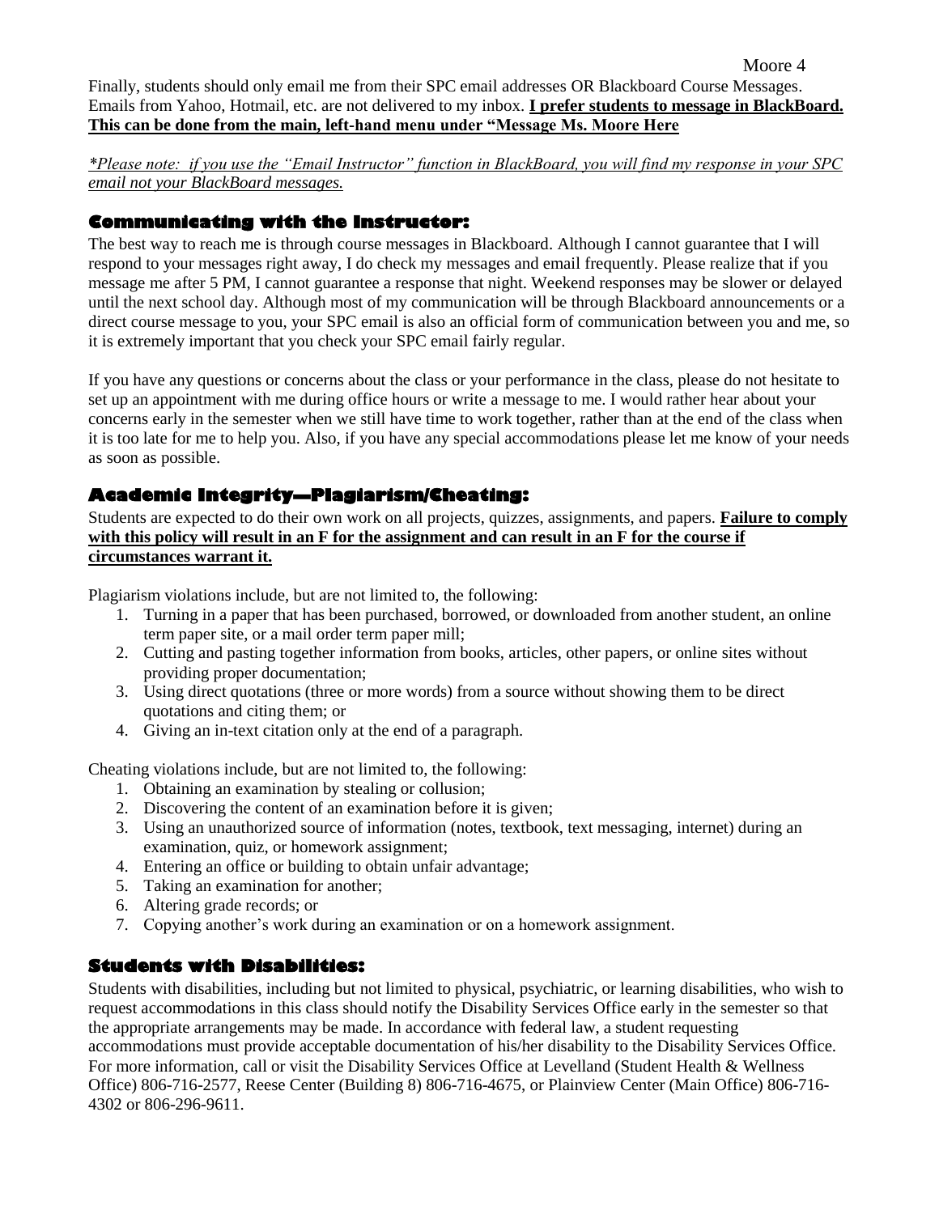Finally, students should only email me from their SPC email addresses OR Blackboard Course Messages. Emails from Yahoo, Hotmail, etc. are not delivered to my inbox. **I prefer students to message in BlackBoard. This can be done from the main, left-hand menu under "Message Ms. Moore Here**

*\*Please note: if you use the "Email Instructor" function in BlackBoard, you will find my response in your SPC email not your BlackBoard messages.*

### Communicating with the Instructor:

The best way to reach me is through course messages in Blackboard. Although I cannot guarantee that I will respond to your messages right away, I do check my messages and email frequently. Please realize that if you message me after 5 PM, I cannot guarantee a response that night. Weekend responses may be slower or delayed until the next school day. Although most of my communication will be through Blackboard announcements or a direct course message to you, your SPC email is also an official form of communication between you and me, so it is extremely important that you check your SPC email fairly regular.

If you have any questions or concerns about the class or your performance in the class, please do not hesitate to set up an appointment with me during office hours or write a message to me. I would rather hear about your concerns early in the semester when we still have time to work together, rather than at the end of the class when it is too late for me to help you. Also, if you have any special accommodations please let me know of your needs as soon as possible.

### Academic Integrity—Plagiarism/Cheating:

Students are expected to do their own work on all projects, quizzes, assignments, and papers. **Failure to comply with this policy will result in an F for the assignment and can result in an F for the course if circumstances warrant it.**

Plagiarism violations include, but are not limited to, the following:

1. Turning in a paper that has been purchased, borrowed, or downloaded from another student, an online term paper site, or a mail order term paper mill;
2. Cutting and pasting together information from books, articles, other papers, or online sites without providing proper documentation;
3. Using direct quotations (three or more words) from a source without showing them to be direct quotations and citing them; or
4. Giving an in-text citation only at the end of a paragraph.

Cheating violations include, but are not limited to, the following:

1. Obtaining an examination by stealing or collusion;
2. Discovering the content of an examination before it is given;
3. Using an unauthorized source of information (notes, textbook, text messaging, internet) during an examination, quiz, or homework assignment;
4. Entering an office or building to obtain unfair advantage;
5. Taking an examination for another;
6. Altering grade records; or
7. Copying another's work during an examination or on a homework assignment.

### Students with Disabilities:

Students with disabilities, including but not limited to physical, psychiatric, or learning disabilities, who wish to request accommodations in this class should notify the Disability Services Office early in the semester so that the appropriate arrangements may be made. In accordance with federal law, a student requesting accommodations must provide acceptable documentation of his/her disability to the Disability Services Office. For more information, call or visit the Disability Services Office at Levelland (Student Health & Wellness Office) 806-716-2577, Reese Center (Building 8) 806-716-4675, or Plainview Center (Main Office) 806-716-4302 or 806-296-9611.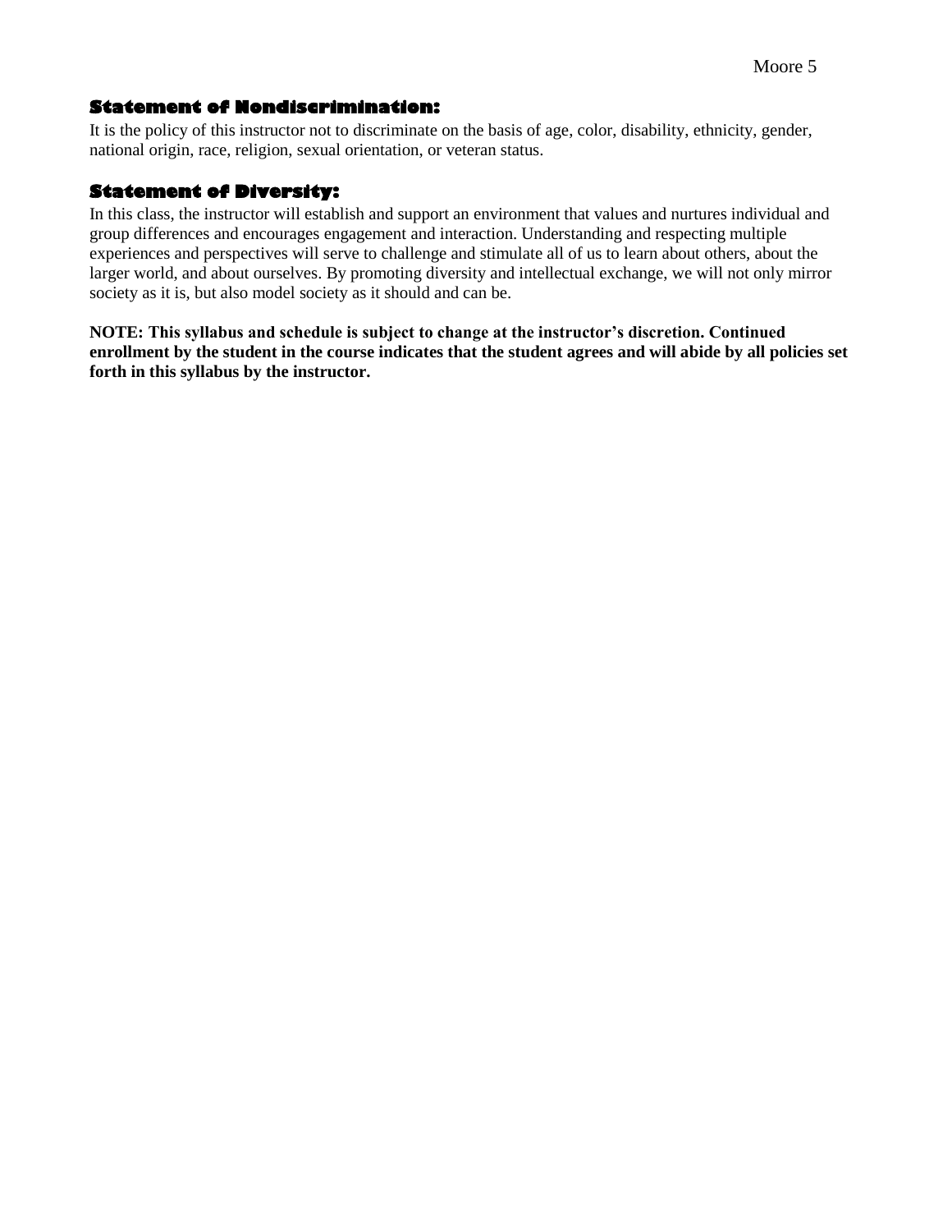### Statement of Nondiscrimination:

It is the policy of this instructor not to discriminate on the basis of age, color, disability, ethnicity, gender, national origin, race, religion, sexual orientation, or veteran status.

### Statement of Diversity:

In this class, the instructor will establish and support an environment that values and nurtures individual and group differences and encourages engagement and interaction. Understanding and respecting multiple experiences and perspectives will serve to challenge and stimulate all of us to learn about others, about the larger world, and about ourselves. By promoting diversity and intellectual exchange, we will not only mirror society as it is, but also model society as it should and can be.

**NOTE: This syllabus and schedule is subject to change at the instructor's discretion. Continued enrollment by the student in the course indicates that the student agrees and will abide by all policies set forth in this syllabus by the instructor.**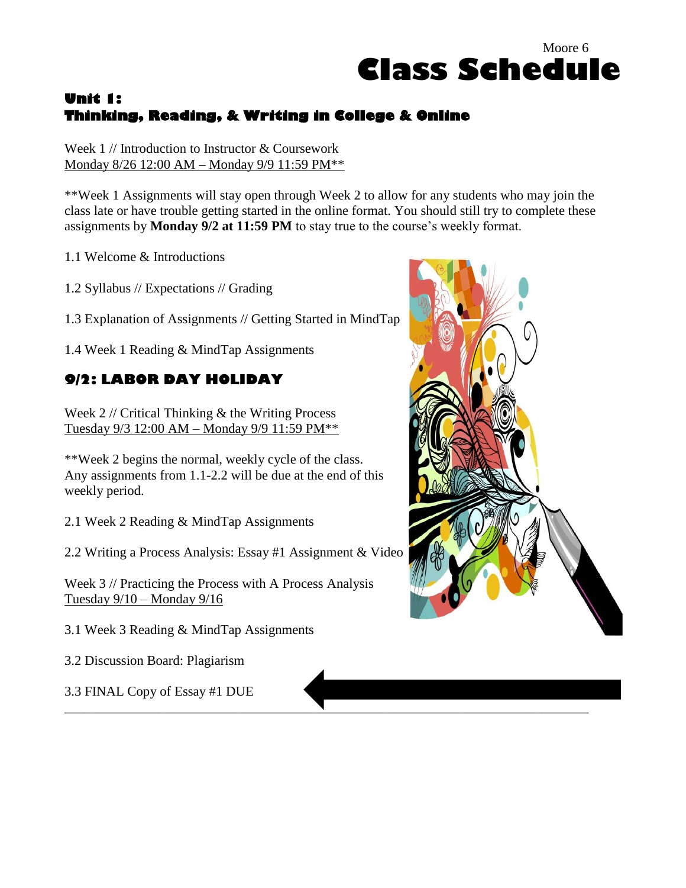# Class Schedule

## Unit 1:
## Thinking, Reading, & Writing in College & Online

Week 1 // Introduction to Instructor & Coursework
Monday 8/26 12:00 AM – Monday 9/9 11:59 PM**

**Week 1 Assignments will stay open through Week 2 to allow for any students who may join the class late or have trouble getting started in the online format. You should still try to complete these assignments by **Monday 9/2 at 11:59 PM** to stay true to the course's weekly format.

1.1 Welcome & Introductions

1.2 Syllabus // Expectations // Grading

1.3 Explanation of Assignments // Getting Started in MindTap

1.4 Week 1 Reading & MindTap Assignments

### 9/2: LABOR DAY HOLIDAY

Week 2 // Critical Thinking & the Writing Process
Tuesday 9/3 12:00 AM – Monday 9/9 11:59 PM**

**Week 2 begins the normal, weekly cycle of the class. Any assignments from 1.1-2.2 will be due at the end of this weekly period.

2.1 Week 2 Reading & MindTap Assignments

2.2 Writing a Process Analysis: Essay #1 Assignment & Video

Week 3 // Practicing the Process with A Process Analysis
Tuesday 9/10 – Monday 9/16

3.1 Week 3 Reading & MindTap Assignments

3.2 Discussion Board: Plagiarism

3.3 FINAL Copy of Essay #1 DUE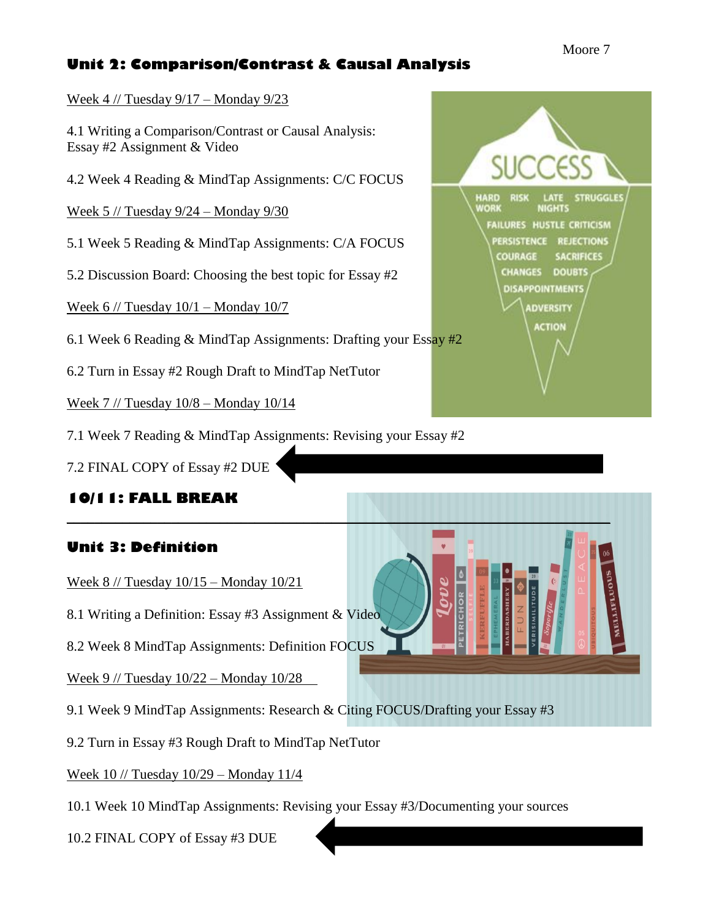## Unit 2: Comparison/Contrast & Causal Analysis

Week 4 // Tuesday 9/17 – Monday 9/23

4.1 Writing a Comparison/Contrast or Causal Analysis: Essay #2 Assignment & Video

4.2 Week 4 Reading & MindTap Assignments: C/C FOCUS

Week 5 // Tuesday 9/24 – Monday 9/30

5.1 Week 5 Reading & MindTap Assignments: C/A FOCUS

5.2 Discussion Board: Choosing the best topic for Essay #2

Week 6 // Tuesday 10/1 – Monday 10/7

6.1 Week 6 Reading & MindTap Assignments: Drafting your Essay #2

6.2 Turn in Essay #2 Rough Draft to MindTap NetTutor

Week 7 // Tuesday 10/8 – Monday 10/14

7.1 Week 7 Reading & MindTap Assignments: Revising your Essay #2

7.2 FINAL COPY of Essay #2 DUE

## 10/11: FALL BREAK

---

## Unit 3: Definition

Week 8 // Tuesday 10/15 – Monday 10/21

8.1 Writing a Definition: Essay #3 Assignment & Video

8.2 Week 8 MindTap Assignments: Definition FOCUS

Week 9 // Tuesday 10/22 – Monday 10/28

9.1 Week 9 MindTap Assignments: Research & Citing FOCUS/Drafting your Essay #3

9.2 Turn in Essay #3 Rough Draft to MindTap NetTutor

Week 10 // Tuesday 10/29 – Monday 11/4

10.1 Week 10 MindTap Assignments: Revising your Essay #3/Documenting your sources

10.2 FINAL COPY of Essay #3 DUE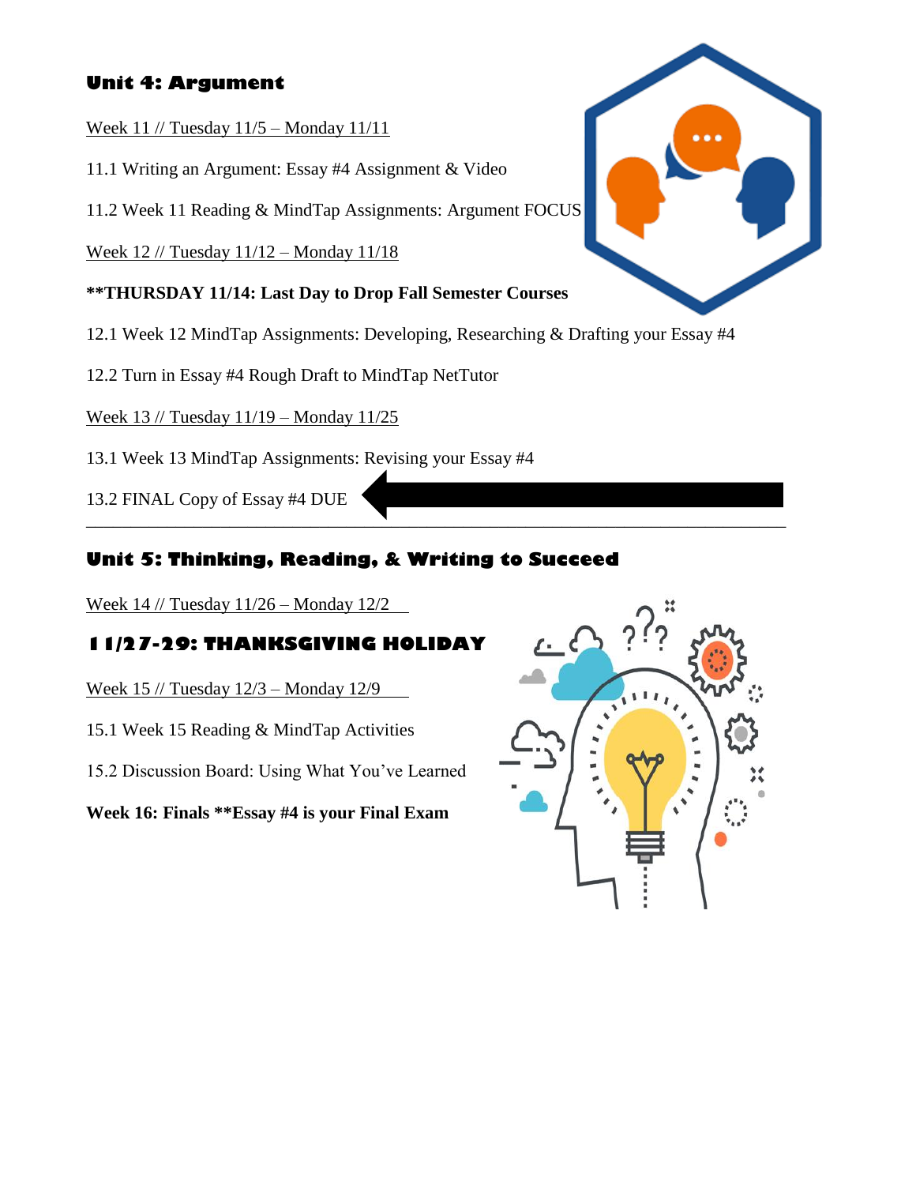## Unit 4: Argument

Week 11 // Tuesday 11/5 – Monday 11/11

11.1 Writing an Argument: Essay #4 Assignment & Video

11.2 Week 11 Reading & MindTap Assignments: Argument FOCUS

Week 12 // Tuesday 11/12 – Monday 11/18

**\*\*THURSDAY 11/14: Last Day to Drop Fall Semester Courses**

12.1 Week 12 MindTap Assignments: Developing, Researching & Drafting your Essay #4

12.2 Turn in Essay #4 Rough Draft to MindTap NetTutor

Week 13 // Tuesday 11/19 – Monday 11/25

13.1 Week 13 MindTap Assignments: Revising your Essay #4

13.2 FINAL Copy of Essay #4 DUE

---

## Unit 5: Thinking, Reading, & Writing to Succeed

Week 14 // Tuesday 11/26 – Monday 12/2

### 11/27-29: THANKSGIVING HOLIDAY

Week 15 // Tuesday 12/3 – Monday 12/9

15.1 Week 15 Reading & MindTap Activities

15.2 Discussion Board: Using What You've Learned

**Week 16: Finals \*\*Essay #4 is your Final Exam**